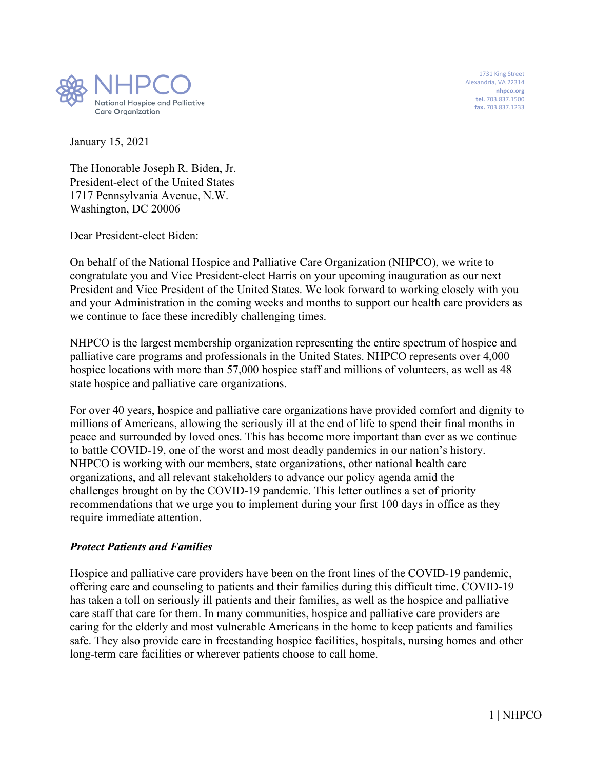NHPCO
National Hospice and Palliative Care Organization

1731 King Street
Alexandria, VA 22314
nhpco.org
**tel.** 703.837.1500
**fax.** 703.837.1233

January 15, 2021

The Honorable Joseph R. Biden, Jr.
President-elect of the United States
1717 Pennsylvania Avenue, N.W.
Washington, DC 20006

Dear President-elect Biden:

On behalf of the National Hospice and Palliative Care Organization (NHPCO), we write to congratulate you and Vice President-elect Harris on your upcoming inauguration as our next President and Vice President of the United States. We look forward to working closely with you and your Administration in the coming weeks and months to support our health care providers as we continue to face these incredibly challenging times.

NHPCO is the largest membership organization representing the entire spectrum of hospice and palliative care programs and professionals in the United States. NHPCO represents over 4,000 hospice locations with more than 57,000 hospice staff and millions of volunteers, as well as 48 state hospice and palliative care organizations.

For over 40 years, hospice and palliative care organizations have provided comfort and dignity to millions of Americans, allowing the seriously ill at the end of life to spend their final months in peace and surrounded by loved ones. This has become more important than ever as we continue to battle COVID-19, one of the worst and most deadly pandemics in our nation's history. NHPCO is working with our members, state organizations, other national health care organizations, and all relevant stakeholders to advance our policy agenda amid the challenges brought on by the COVID-19 pandemic. This letter outlines a set of priority recommendations that we urge you to implement during your first 100 days in office as they require immediate attention.

***Protect Patients and Families***

Hospice and palliative care providers have been on the front lines of the COVID-19 pandemic, offering care and counseling to patients and their families during this difficult time. COVID-19 has taken a toll on seriously ill patients and their families, as well as the hospice and palliative care staff that care for them. In many communities, hospice and palliative care providers are caring for the elderly and most vulnerable Americans in the home to keep patients and families safe. They also provide care in freestanding hospice facilities, hospitals, nursing homes and other long-term care facilities or wherever patients choose to call home.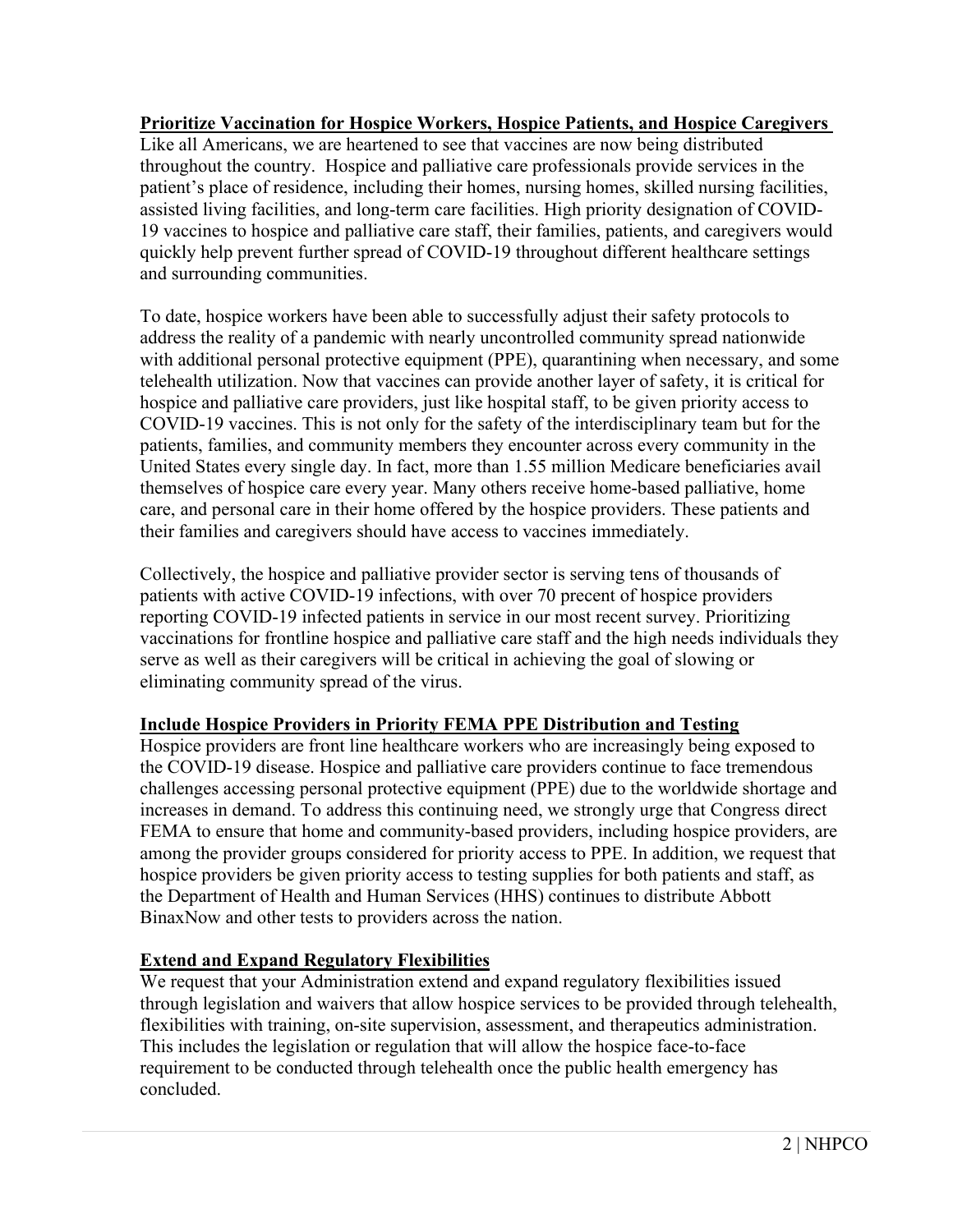**Prioritize Vaccination for Hospice Workers, Hospice Patients, and Hospice Caregivers**

Like all Americans, we are heartened to see that vaccines are now being distributed throughout the country. Hospice and palliative care professionals provide services in the patient's place of residence, including their homes, nursing homes, skilled nursing facilities, assisted living facilities, and long-term care facilities. High priority designation of COVID-19 vaccines to hospice and palliative care staff, their families, patients, and caregivers would quickly help prevent further spread of COVID-19 throughout different healthcare settings and surrounding communities.

To date, hospice workers have been able to successfully adjust their safety protocols to address the reality of a pandemic with nearly uncontrolled community spread nationwide with additional personal protective equipment (PPE), quarantining when necessary, and some telehealth utilization. Now that vaccines can provide another layer of safety, it is critical for hospice and palliative care providers, just like hospital staff, to be given priority access to COVID-19 vaccines. This is not only for the safety of the interdisciplinary team but for the patients, families, and community members they encounter across every community in the United States every single day. In fact, more than 1.55 million Medicare beneficiaries avail themselves of hospice care every year. Many others receive home-based palliative, home care, and personal care in their home offered by the hospice providers. These patients and their families and caregivers should have access to vaccines immediately.

Collectively, the hospice and palliative provider sector is serving tens of thousands of patients with active COVID-19 infections, with over 70 precent of hospice providers reporting COVID-19 infected patients in service in our most recent survey. Prioritizing vaccinations for frontline hospice and palliative care staff and the high needs individuals they serve as well as their caregivers will be critical in achieving the goal of slowing or eliminating community spread of the virus.

**Include Hospice Providers in Priority FEMA PPE Distribution and Testing**

Hospice providers are front line healthcare workers who are increasingly being exposed to the COVID-19 disease. Hospice and palliative care providers continue to face tremendous challenges accessing personal protective equipment (PPE) due to the worldwide shortage and increases in demand. To address this continuing need, we strongly urge that Congress direct FEMA to ensure that home and community-based providers, including hospice providers, are among the provider groups considered for priority access to PPE. In addition, we request that hospice providers be given priority access to testing supplies for both patients and staff, as the Department of Health and Human Services (HHS) continues to distribute Abbott BinaxNow and other tests to providers across the nation.

**Extend and Expand Regulatory Flexibilities**

We request that your Administration extend and expand regulatory flexibilities issued through legislation and waivers that allow hospice services to be provided through telehealth, flexibilities with training, on-site supervision, assessment, and therapeutics administration. This includes the legislation or regulation that will allow the hospice face-to-face requirement to be conducted through telehealth once the public health emergency has concluded.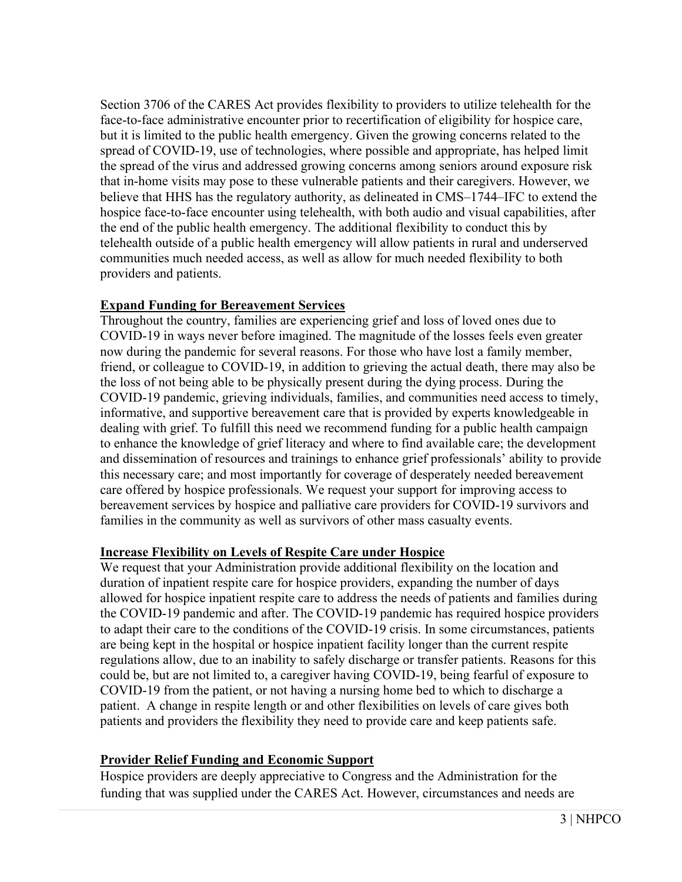Section 3706 of the CARES Act provides flexibility to providers to utilize telehealth for the face-to-face administrative encounter prior to recertification of eligibility for hospice care, but it is limited to the public health emergency. Given the growing concerns related to the spread of COVID-19, use of technologies, where possible and appropriate, has helped limit the spread of the virus and addressed growing concerns among seniors around exposure risk that in-home visits may pose to these vulnerable patients and their caregivers. However, we believe that HHS has the regulatory authority, as delineated in CMS–1744–IFC to extend the hospice face-to-face encounter using telehealth, with both audio and visual capabilities, after the end of the public health emergency. The additional flexibility to conduct this by telehealth outside of a public health emergency will allow patients in rural and underserved communities much needed access, as well as allow for much needed flexibility to both providers and patients.

**Expand Funding for Bereavement Services**

Throughout the country, families are experiencing grief and loss of loved ones due to COVID-19 in ways never before imagined. The magnitude of the losses feels even greater now during the pandemic for several reasons. For those who have lost a family member, friend, or colleague to COVID-19, in addition to grieving the actual death, there may also be the loss of not being able to be physically present during the dying process. During the COVID-19 pandemic, grieving individuals, families, and communities need access to timely, informative, and supportive bereavement care that is provided by experts knowledgeable in dealing with grief. To fulfill this need we recommend funding for a public health campaign to enhance the knowledge of grief literacy and where to find available care; the development and dissemination of resources and trainings to enhance grief professionals' ability to provide this necessary care; and most importantly for coverage of desperately needed bereavement care offered by hospice professionals. We request your support for improving access to bereavement services by hospice and palliative care providers for COVID-19 survivors and families in the community as well as survivors of other mass casualty events.

**Increase Flexibility on Levels of Respite Care under Hospice**

We request that your Administration provide additional flexibility on the location and duration of inpatient respite care for hospice providers, expanding the number of days allowed for hospice inpatient respite care to address the needs of patients and families during the COVID-19 pandemic and after. The COVID-19 pandemic has required hospice providers to adapt their care to the conditions of the COVID-19 crisis. In some circumstances, patients are being kept in the hospital or hospice inpatient facility longer than the current respite regulations allow, due to an inability to safely discharge or transfer patients. Reasons for this could be, but are not limited to, a caregiver having COVID-19, being fearful of exposure to COVID-19 from the patient, or not having a nursing home bed to which to discharge a patient. A change in respite length or and other flexibilities on levels of care gives both patients and providers the flexibility they need to provide care and keep patients safe.

**Provider Relief Funding and Economic Support**

Hospice providers are deeply appreciative to Congress and the Administration for the funding that was supplied under the CARES Act. However, circumstances and needs are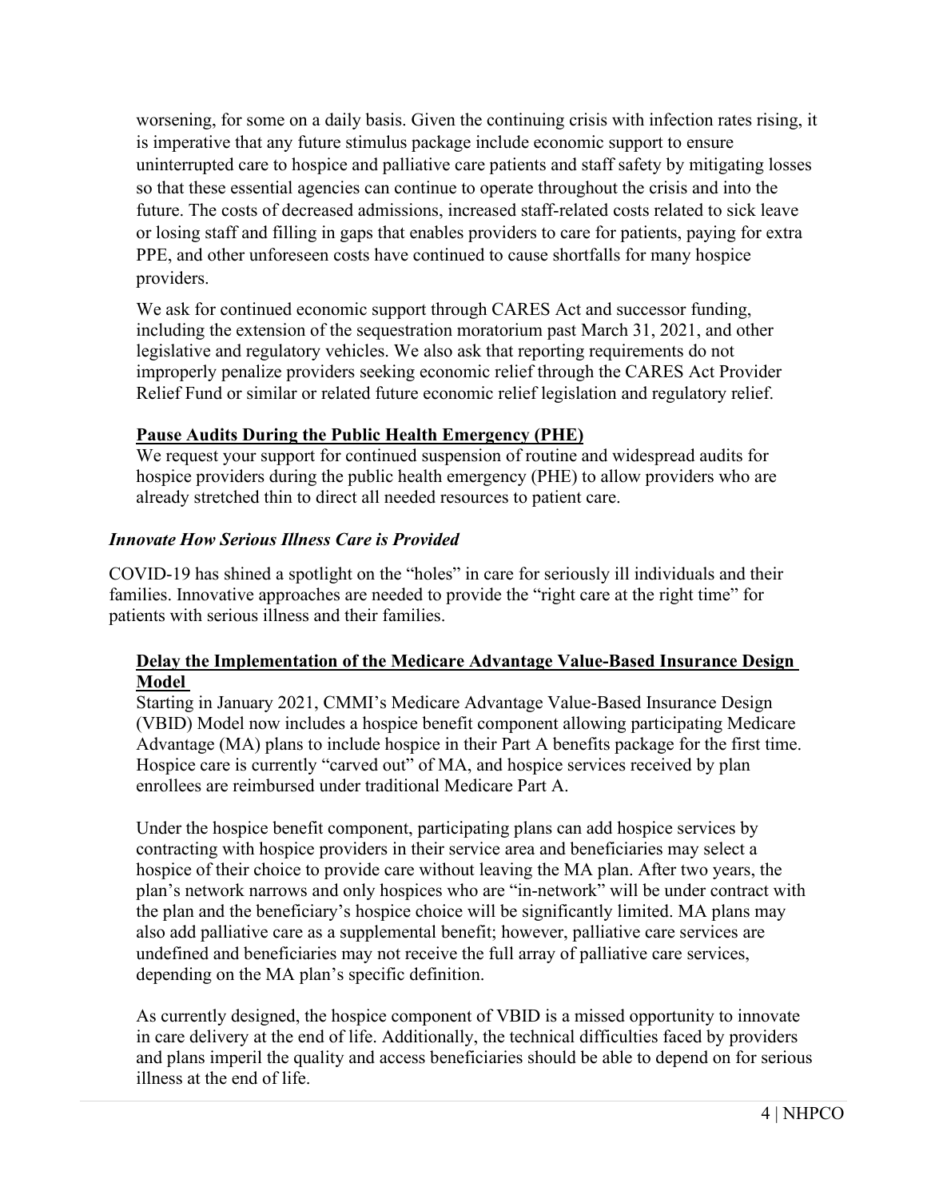worsening, for some on a daily basis. Given the continuing crisis with infection rates rising, it is imperative that any future stimulus package include economic support to ensure uninterrupted care to hospice and palliative care patients and staff safety by mitigating losses so that these essential agencies can continue to operate throughout the crisis and into the future. The costs of decreased admissions, increased staff-related costs related to sick leave or losing staff and filling in gaps that enables providers to care for patients, paying for extra PPE, and other unforeseen costs have continued to cause shortfalls for many hospice providers.

We ask for continued economic support through CARES Act and successor funding, including the extension of the sequestration moratorium past March 31, 2021, and other legislative and regulatory vehicles. We also ask that reporting requirements do not improperly penalize providers seeking economic relief through the CARES Act Provider Relief Fund or similar or related future economic relief legislation and regulatory relief.

**Pause Audits During the Public Health Emergency (PHE)**

We request your support for continued suspension of routine and widespread audits for hospice providers during the public health emergency (PHE) to allow providers who are already stretched thin to direct all needed resources to patient care.

***Innovate How Serious Illness Care is Provided***

COVID-19 has shined a spotlight on the "holes" in care for seriously ill individuals and their families. Innovative approaches are needed to provide the "right care at the right time" for patients with serious illness and their families.

**Delay the Implementation of the Medicare Advantage Value-Based Insurance Design Model**

Starting in January 2021, CMMI's Medicare Advantage Value-Based Insurance Design (VBID) Model now includes a hospice benefit component allowing participating Medicare Advantage (MA) plans to include hospice in their Part A benefits package for the first time. Hospice care is currently "carved out" of MA, and hospice services received by plan enrollees are reimbursed under traditional Medicare Part A.

Under the hospice benefit component, participating plans can add hospice services by contracting with hospice providers in their service area and beneficiaries may select a hospice of their choice to provide care without leaving the MA plan. After two years, the plan's network narrows and only hospices who are "in-network" will be under contract with the plan and the beneficiary's hospice choice will be significantly limited. MA plans may also add palliative care as a supplemental benefit; however, palliative care services are undefined and beneficiaries may not receive the full array of palliative care services, depending on the MA plan's specific definition.

As currently designed, the hospice component of VBID is a missed opportunity to innovate in care delivery at the end of life. Additionally, the technical difficulties faced by providers and plans imperil the quality and access beneficiaries should be able to depend on for serious illness at the end of life.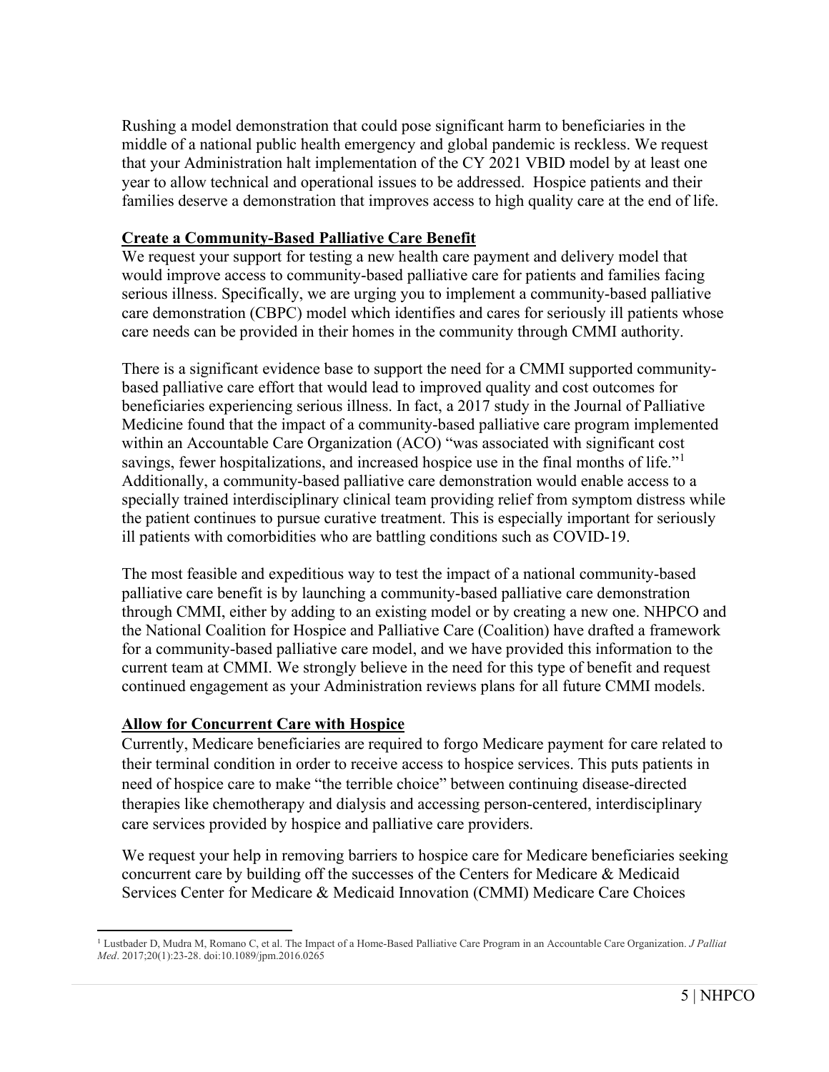Rushing a model demonstration that could pose significant harm to beneficiaries in the middle of a national public health emergency and global pandemic is reckless. We request that your Administration halt implementation of the CY 2021 VBID model by at least one year to allow technical and operational issues to be addressed. Hospice patients and their families deserve a demonstration that improves access to high quality care at the end of life.

**Create a Community-Based Palliative Care Benefit**

We request your support for testing a new health care payment and delivery model that would improve access to community-based palliative care for patients and families facing serious illness. Specifically, we are urging you to implement a community-based palliative care demonstration (CBPC) model which identifies and cares for seriously ill patients whose care needs can be provided in their homes in the community through CMMI authority.

There is a significant evidence base to support the need for a CMMI supported community-based palliative care effort that would lead to improved quality and cost outcomes for beneficiaries experiencing serious illness. In fact, a 2017 study in the Journal of Palliative Medicine found that the impact of a community-based palliative care program implemented within an Accountable Care Organization (ACO) "was associated with significant cost savings, fewer hospitalizations, and increased hospice use in the final months of life."[1] Additionally, a community-based palliative care demonstration would enable access to a specially trained interdisciplinary clinical team providing relief from symptom distress while the patient continues to pursue curative treatment. This is especially important for seriously ill patients with comorbidities who are battling conditions such as COVID-19.

The most feasible and expeditious way to test the impact of a national community-based palliative care benefit is by launching a community-based palliative care demonstration through CMMI, either by adding to an existing model or by creating a new one. NHPCO and the National Coalition for Hospice and Palliative Care (Coalition) have drafted a framework for a community-based palliative care model, and we have provided this information to the current team at CMMI. We strongly believe in the need for this type of benefit and request continued engagement as your Administration reviews plans for all future CMMI models.

**Allow for Concurrent Care with Hospice**

Currently, Medicare beneficiaries are required to forgo Medicare payment for care related to their terminal condition in order to receive access to hospice services. This puts patients in need of hospice care to make "the terrible choice" between continuing disease-directed therapies like chemotherapy and dialysis and accessing person-centered, interdisciplinary care services provided by hospice and palliative care providers.

We request your help in removing barriers to hospice care for Medicare beneficiaries seeking concurrent care by building off the successes of the Centers for Medicare & Medicaid Services Center for Medicare & Medicaid Innovation (CMMI) Medicare Care Choices

---

[1] Lustbader D, Mudra M, Romano C, et al. The Impact of a Home-Based Palliative Care Program in an Accountable Care Organization. *J Palliat Med*. 2017;20(1):23-28. doi:10.1089/jpm.2016.0265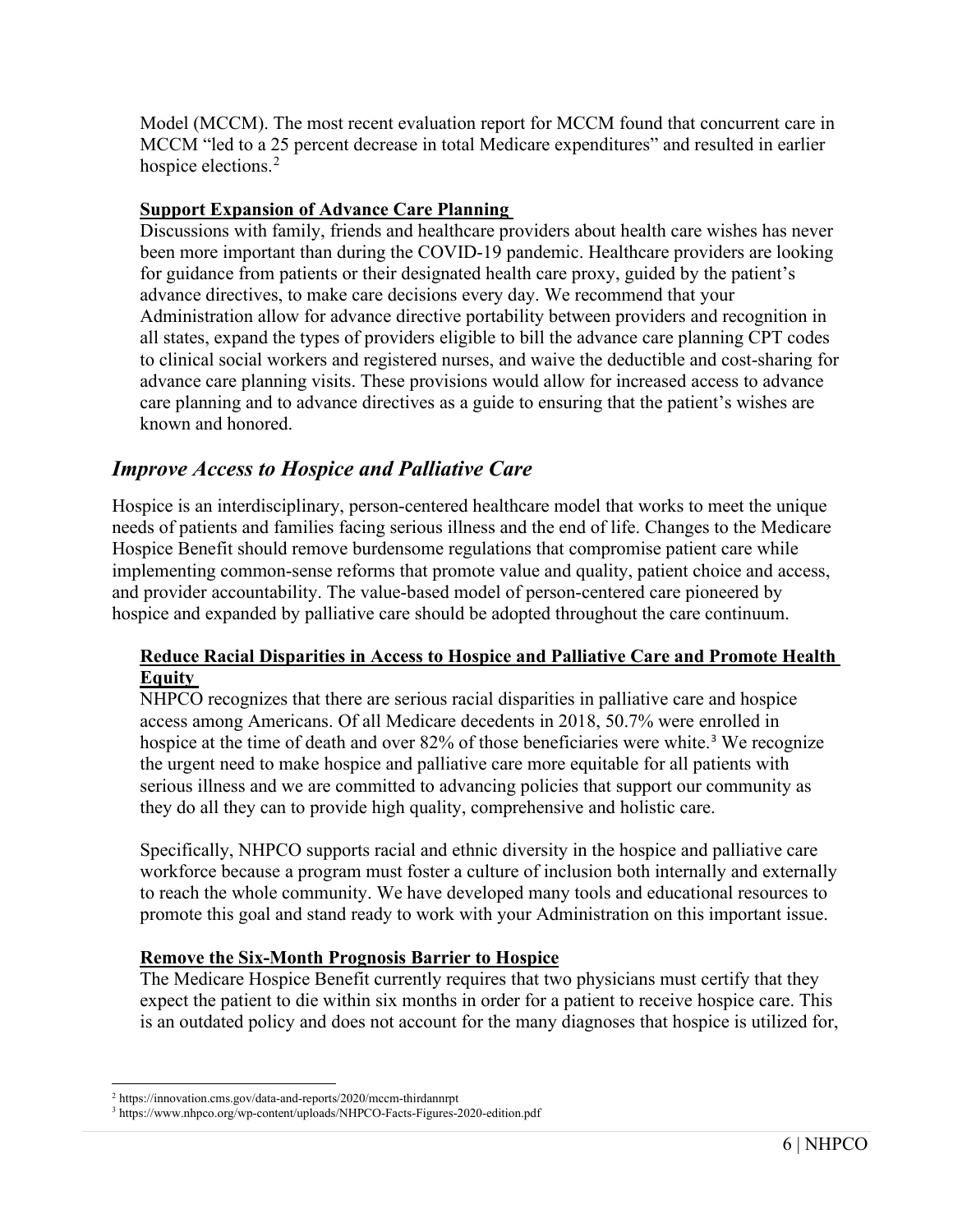Model (MCCM). The most recent evaluation report for MCCM found that concurrent care in MCCM "led to a 25 percent decrease in total Medicare expenditures" and resulted in earlier hospice elections.[2]

**Support Expansion of Advance Care Planning**

Discussions with family, friends and healthcare providers about health care wishes has never been more important than during the COVID-19 pandemic. Healthcare providers are looking for guidance from patients or their designated health care proxy, guided by the patient's advance directives, to make care decisions every day. We recommend that your Administration allow for advance directive portability between providers and recognition in all states, expand the types of providers eligible to bill the advance care planning CPT codes to clinical social workers and registered nurses, and waive the deductible and cost-sharing for advance care planning visits. These provisions would allow for increased access to advance care planning and to advance directives as a guide to ensuring that the patient's wishes are known and honored.

## *Improve Access to Hospice and Palliative Care*

Hospice is an interdisciplinary, person-centered healthcare model that works to meet the unique needs of patients and families facing serious illness and the end of life. Changes to the Medicare Hospice Benefit should remove burdensome regulations that compromise patient care while implementing common-sense reforms that promote value and quality, patient choice and access, and provider accountability. The value-based model of person-centered care pioneered by hospice and expanded by palliative care should be adopted throughout the care continuum.

**Reduce Racial Disparities in Access to Hospice and Palliative Care and Promote Health Equity**

NHPCO recognizes that there are serious racial disparities in palliative care and hospice access among Americans. Of all Medicare decedents in 2018, 50.7% were enrolled in hospice at the time of death and over 82% of those beneficiaries were white.[3] We recognize the urgent need to make hospice and palliative care more equitable for all patients with serious illness and we are committed to advancing policies that support our community as they do all they can to provide high quality, comprehensive and holistic care.

Specifically, NHPCO supports racial and ethnic diversity in the hospice and palliative care workforce because a program must foster a culture of inclusion both internally and externally to reach the whole community. We have developed many tools and educational resources to promote this goal and stand ready to work with your Administration on this important issue.

**Remove the Six-Month Prognosis Barrier to Hospice**

The Medicare Hospice Benefit currently requires that two physicians must certify that they expect the patient to die within six months in order for a patient to receive hospice care. This is an outdated policy and does not account for the many diagnoses that hospice is utilized for,

---

[2] https://innovation.cms.gov/data-and-reports/2020/mccm-thirdannrpt

[3] https://www.nhpco.org/wp-content/uploads/NHPCO-Facts-Figures-2020-edition.pdf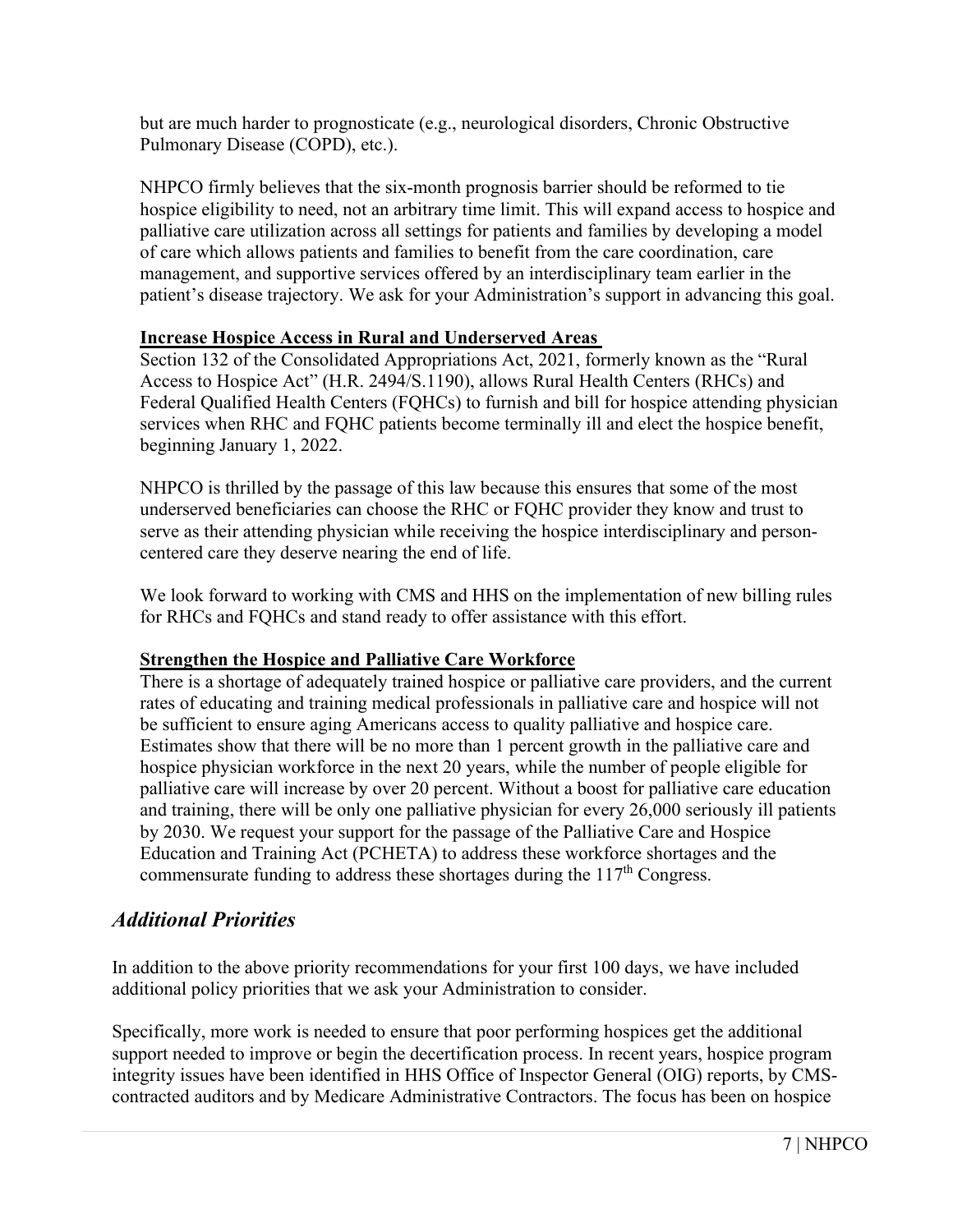but are much harder to prognosticate (e.g., neurological disorders, Chronic Obstructive Pulmonary Disease (COPD), etc.).

NHPCO firmly believes that the six-month prognosis barrier should be reformed to tie hospice eligibility to need, not an arbitrary time limit. This will expand access to hospice and palliative care utilization across all settings for patients and families by developing a model of care which allows patients and families to benefit from the care coordination, care management, and supportive services offered by an interdisciplinary team earlier in the patient's disease trajectory. We ask for your Administration's support in advancing this goal.

**Increase Hospice Access in Rural and Underserved Areas**

Section 132 of the Consolidated Appropriations Act, 2021, formerly known as the "Rural Access to Hospice Act" (H.R. 2494/S.1190), allows Rural Health Centers (RHCs) and Federal Qualified Health Centers (FQHCs) to furnish and bill for hospice attending physician services when RHC and FQHC patients become terminally ill and elect the hospice benefit, beginning January 1, 2022.

NHPCO is thrilled by the passage of this law because this ensures that some of the most underserved beneficiaries can choose the RHC or FQHC provider they know and trust to serve as their attending physician while receiving the hospice interdisciplinary and person-centered care they deserve nearing the end of life.

We look forward to working with CMS and HHS on the implementation of new billing rules for RHCs and FQHCs and stand ready to offer assistance with this effort.

**Strengthen the Hospice and Palliative Care Workforce**

There is a shortage of adequately trained hospice or palliative care providers, and the current rates of educating and training medical professionals in palliative care and hospice will not be sufficient to ensure aging Americans access to quality palliative and hospice care. Estimates show that there will be no more than 1 percent growth in the palliative care and hospice physician workforce in the next 20 years, while the number of people eligible for palliative care will increase by over 20 percent. Without a boost for palliative care education and training, there will be only one palliative physician for every 26,000 seriously ill patients by 2030. We request your support for the passage of the Palliative Care and Hospice Education and Training Act (PCHETA) to address these workforce shortages and the commensurate funding to address these shortages during the 117th Congress.

## *Additional Priorities*

In addition to the above priority recommendations for your first 100 days, we have included additional policy priorities that we ask your Administration to consider.

Specifically, more work is needed to ensure that poor performing hospices get the additional support needed to improve or begin the decertification process. In recent years, hospice program integrity issues have been identified in HHS Office of Inspector General (OIG) reports, by CMS-contracted auditors and by Medicare Administrative Contractors. The focus has been on hospice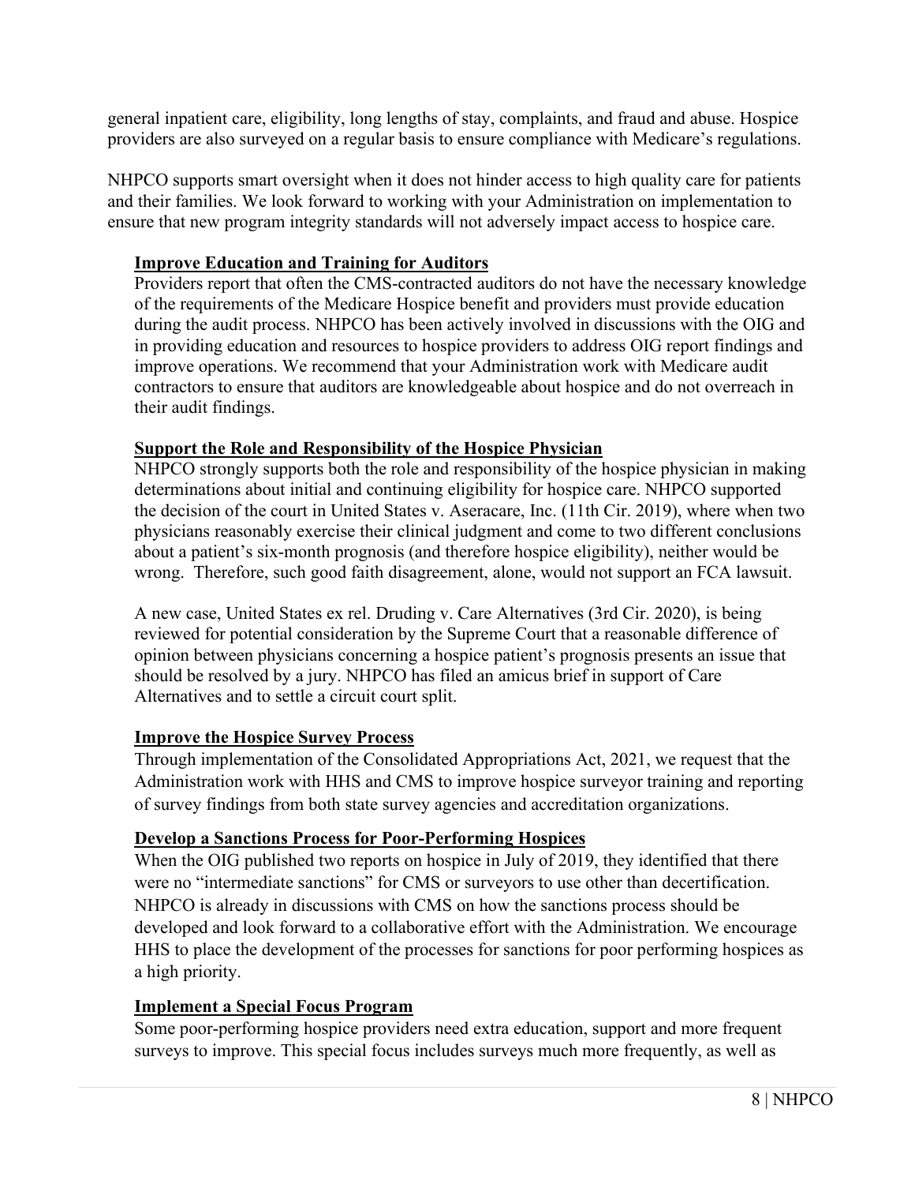general inpatient care, eligibility, long lengths of stay, complaints, and fraud and abuse. Hospice providers are also surveyed on a regular basis to ensure compliance with Medicare's regulations.

NHPCO supports smart oversight when it does not hinder access to high quality care for patients and their families. We look forward to working with your Administration on implementation to ensure that new program integrity standards will not adversely impact access to hospice care.

### Improve Education and Training for Auditors

Providers report that often the CMS-contracted auditors do not have the necessary knowledge of the requirements of the Medicare Hospice benefit and providers must provide education during the audit process. NHPCO has been actively involved in discussions with the OIG and in providing education and resources to hospice providers to address OIG report findings and improve operations. We recommend that your Administration work with Medicare audit contractors to ensure that auditors are knowledgeable about hospice and do not overreach in their audit findings.

### Support the Role and Responsibility of the Hospice Physician

NHPCO strongly supports both the role and responsibility of the hospice physician in making determinations about initial and continuing eligibility for hospice care. NHPCO supported the decision of the court in United States v. Aseracare, Inc. (11th Cir. 2019), where when two physicians reasonably exercise their clinical judgment and come to two different conclusions about a patient's six-month prognosis (and therefore hospice eligibility), neither would be wrong. Therefore, such good faith disagreement, alone, would not support an FCA lawsuit.

A new case, United States ex rel. Druding v. Care Alternatives (3rd Cir. 2020), is being reviewed for potential consideration by the Supreme Court that a reasonable difference of opinion between physicians concerning a hospice patient's prognosis presents an issue that should be resolved by a jury. NHPCO has filed an amicus brief in support of Care Alternatives and to settle a circuit court split.

### Improve the Hospice Survey Process

Through implementation of the Consolidated Appropriations Act, 2021, we request that the Administration work with HHS and CMS to improve hospice surveyor training and reporting of survey findings from both state survey agencies and accreditation organizations.

### Develop a Sanctions Process for Poor-Performing Hospices

When the OIG published two reports on hospice in July of 2019, they identified that there were no "intermediate sanctions" for CMS or surveyors to use other than decertification. NHPCO is already in discussions with CMS on how the sanctions process should be developed and look forward to a collaborative effort with the Administration. We encourage HHS to place the development of the processes for sanctions for poor performing hospices as a high priority.

### Implement a Special Focus Program

Some poor-performing hospice providers need extra education, support and more frequent surveys to improve. This special focus includes surveys much more frequently, as well as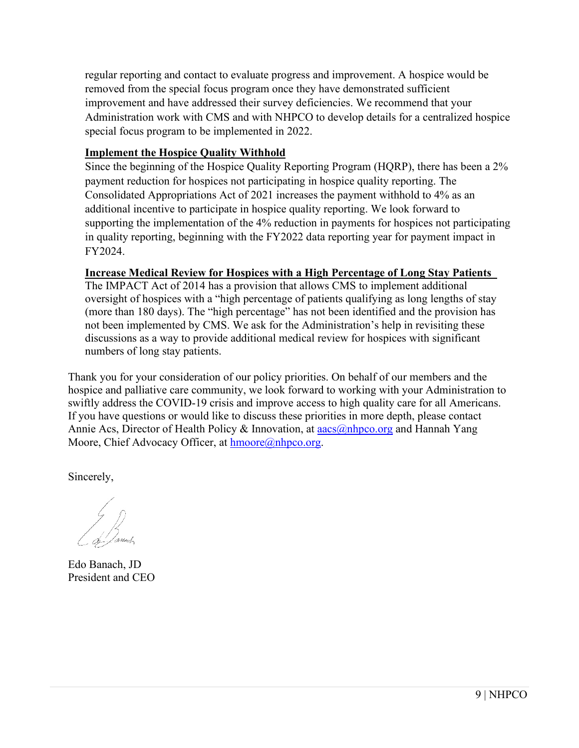regular reporting and contact to evaluate progress and improvement. A hospice would be removed from the special focus program once they have demonstrated sufficient improvement and have addressed their survey deficiencies. We recommend that your Administration work with CMS and with NHPCO to develop details for a centralized hospice special focus program to be implemented in 2022.

**Implement the Hospice Quality Withhold**

Since the beginning of the Hospice Quality Reporting Program (HQRP), there has been a 2% payment reduction for hospices not participating in hospice quality reporting. The Consolidated Appropriations Act of 2021 increases the payment withhold to 4% as an additional incentive to participate in hospice quality reporting. We look forward to supporting the implementation of the 4% reduction in payments for hospices not participating in quality reporting, beginning with the FY2022 data reporting year for payment impact in FY2024.

**Increase Medical Review for Hospices with a High Percentage of Long Stay Patients**

The IMPACT Act of 2014 has a provision that allows CMS to implement additional oversight of hospices with a "high percentage of patients qualifying as long lengths of stay (more than 180 days). The "high percentage" has not been identified and the provision has not been implemented by CMS. We ask for the Administration's help in revisiting these discussions as a way to provide additional medical review for hospices with significant numbers of long stay patients.

Thank you for your consideration of our policy priorities. On behalf of our members and the hospice and palliative care community, we look forward to working with your Administration to swiftly address the COVID-19 crisis and improve access to high quality care for all Americans. If you have questions or would like to discuss these priorities in more depth, please contact Annie Acs, Director of Health Policy & Innovation, at aacs@nhpco.org and Hannah Yang Moore, Chief Advocacy Officer, at hmoore@nhpco.org.

Sincerely,

Edo Banach, JD
President and CEO